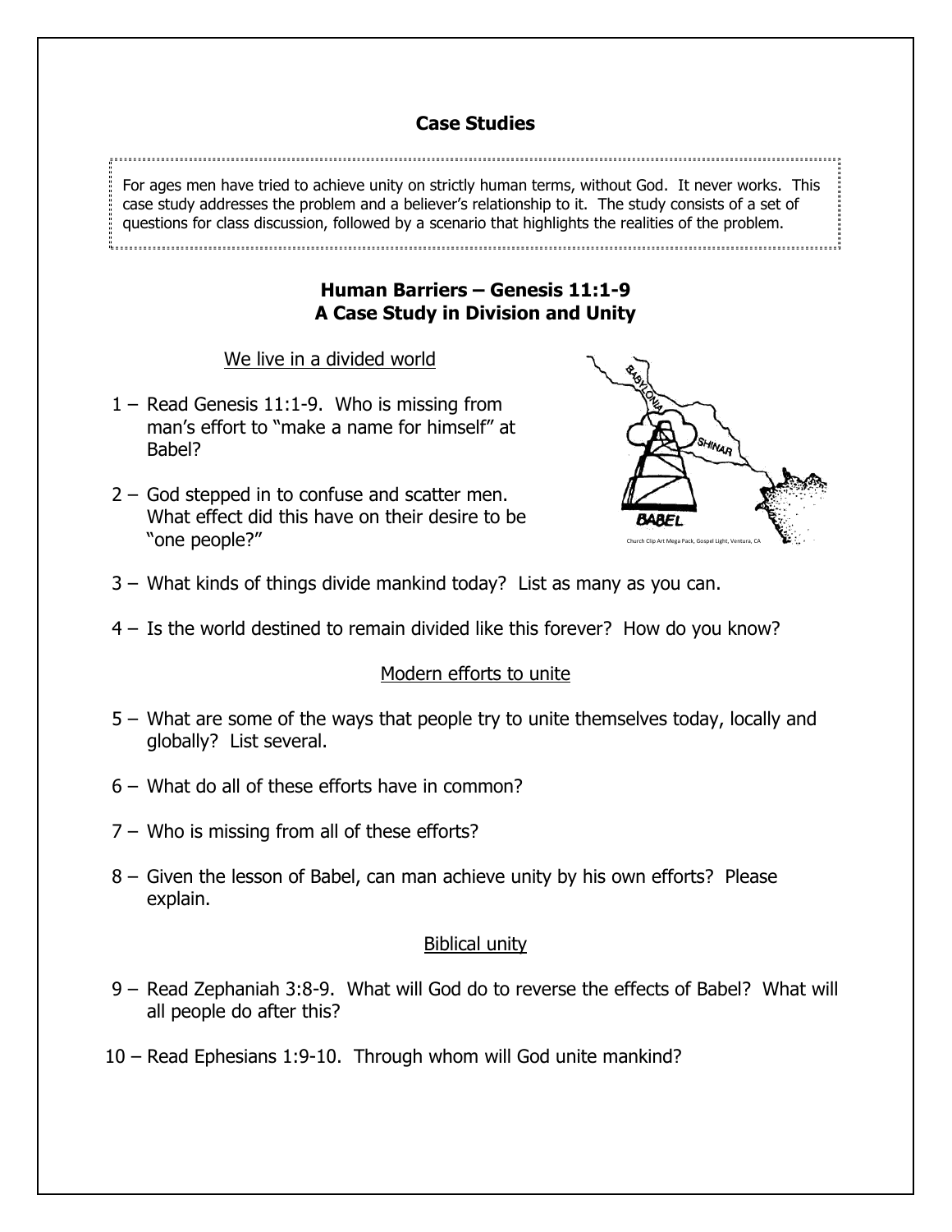## Case Studies

For ages men have tried to achieve unity on strictly human terms, without God. It never works. This case study addresses the problem and a believer's relationship to it. The study consists of a set of questions for class discussion, followed by a scenario that highlights the realities of the problem.

### Human Barriers – Genesis 11:1-9
### A Case Study in Division and Unity

<u>We live in a divided world</u>

1 – Read Genesis 11:1-9. Who is missing from man's effort to "make a name for himself" at Babel?

2 – God stepped in to confuse and scatter men. What effect did this have on their desire to be "one people?"

Church Clip Art Mega Pack, Gospel Light, Ventura, CA

3 – What kinds of things divide mankind today? List as many as you can.

4 – Is the world destined to remain divided like this forever? How do you know?

<u>Modern efforts to unite</u>

5 – What are some of the ways that people try to unite themselves today, locally and globally? List several.

6 – What do all of these efforts have in common?

7 – Who is missing from all of these efforts?

8 – Given the lesson of Babel, can man achieve unity by his own efforts? Please explain.

<u>Biblical unity</u>

9 – Read Zephaniah 3:8-9. What will God do to reverse the effects of Babel? What will all people do after this?

10 – Read Ephesians 1:9-10. Through whom will God unite mankind?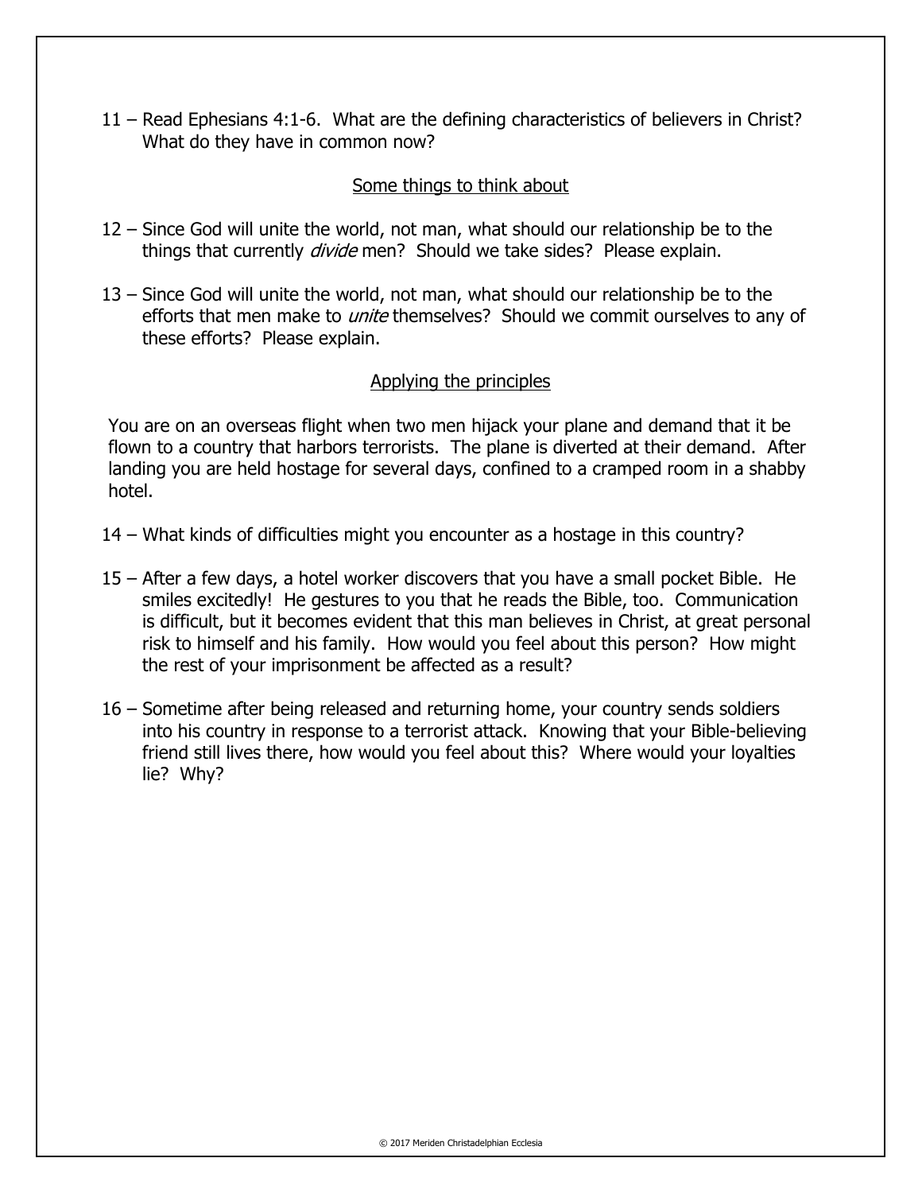11 – Read Ephesians 4:1-6. What are the defining characteristics of believers in Christ? What do they have in common now?

<u>Some things to think about</u>

12 – Since God will unite the world, not man, what should our relationship be to the things that currently *divide* men? Should we take sides? Please explain.

13 – Since God will unite the world, not man, what should our relationship be to the efforts that men make to *unite* themselves? Should we commit ourselves to any of these efforts? Please explain.

<u>Applying the principles</u>

You are on an overseas flight when two men hijack your plane and demand that it be flown to a country that harbors terrorists. The plane is diverted at their demand. After landing you are held hostage for several days, confined to a cramped room in a shabby hotel.

14 – What kinds of difficulties might you encounter as a hostage in this country?

15 – After a few days, a hotel worker discovers that you have a small pocket Bible. He smiles excitedly! He gestures to you that he reads the Bible, too. Communication is difficult, but it becomes evident that this man believes in Christ, at great personal risk to himself and his family. How would you feel about this person? How might the rest of your imprisonment be affected as a result?

16 – Sometime after being released and returning home, your country sends soldiers into his country in response to a terrorist attack. Knowing that your Bible-believing friend still lives there, how would you feel about this? Where would your loyalties lie? Why?

© 2017 Meriden Christadelphian Ecclesia